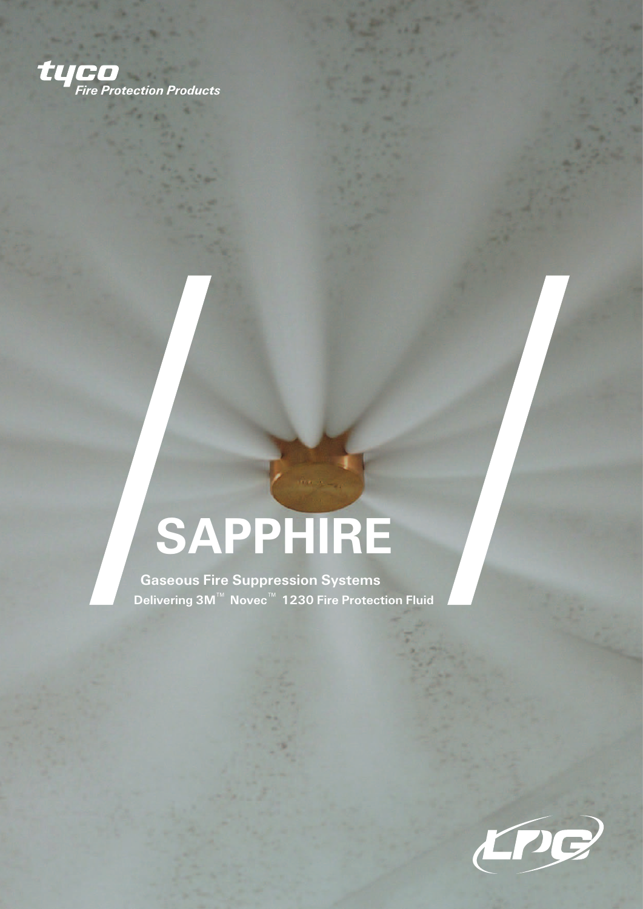tyco
*Fire Protection Products*

# SAPPHIRE

**Gaseous Fire Suppression Systems**

**Delivering 3M™ Novec™ 1230 Fire Protection Fluid**

LPG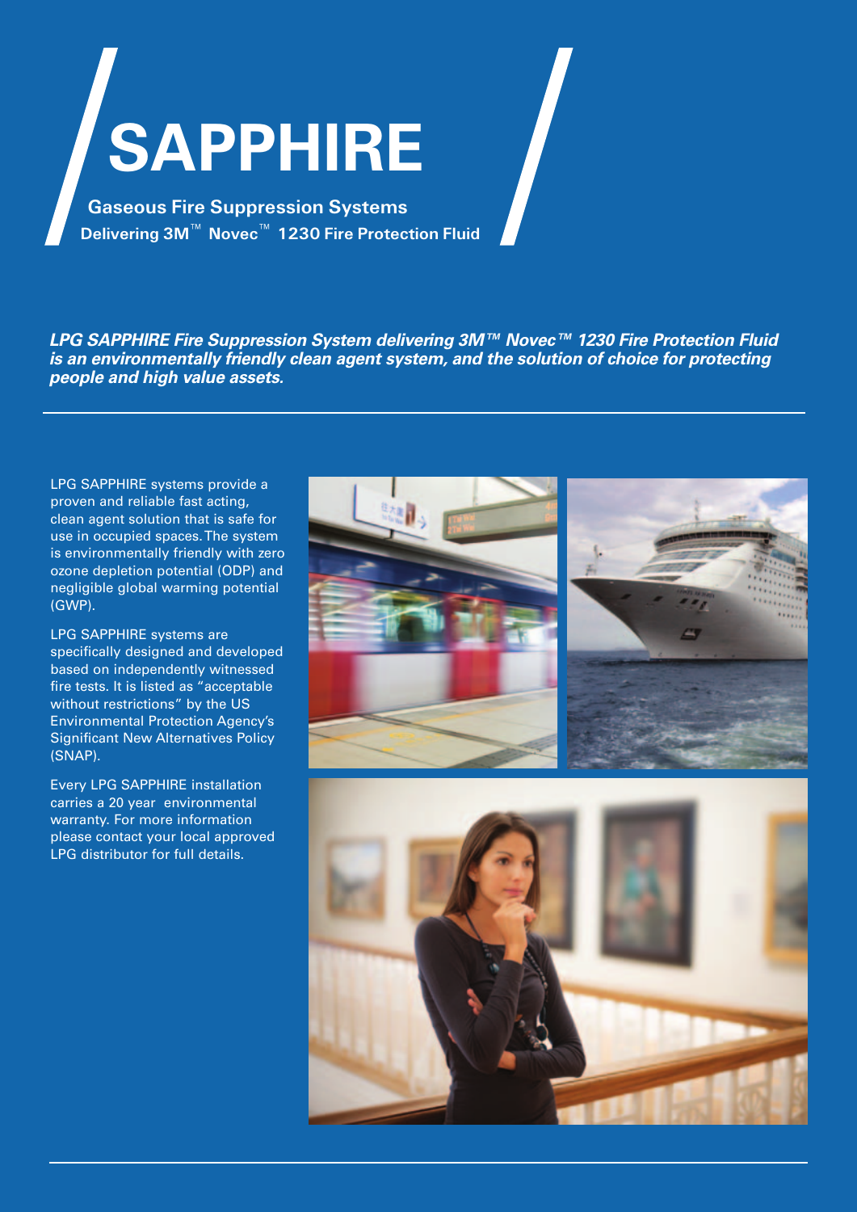# SAPPHIRE

**Gaseous Fire Suppression Systems**

**Delivering 3M™ Novec™ 1230 Fire Protection Fluid**

***LPG SAPPHIRE Fire Suppression System delivering 3M™ Novec™ 1230 Fire Protection Fluid is an environmentally friendly clean agent system, and the solution of choice for protecting people and high value assets.***

LPG SAPPHIRE systems provide a proven and reliable fast acting, clean agent solution that is safe for use in occupied spaces. The system is environmentally friendly with zero ozone depletion potential (ODP) and negligible global warming potential (GWP).

LPG SAPPHIRE systems are specifically designed and developed based on independently witnessed fire tests. It is listed as "acceptable without restrictions" by the US Environmental Protection Agency's Significant New Alternatives Policy (SNAP).

Every LPG SAPPHIRE installation carries a 20 year environmental warranty. For more information please contact your local approved LPG distributor for full details.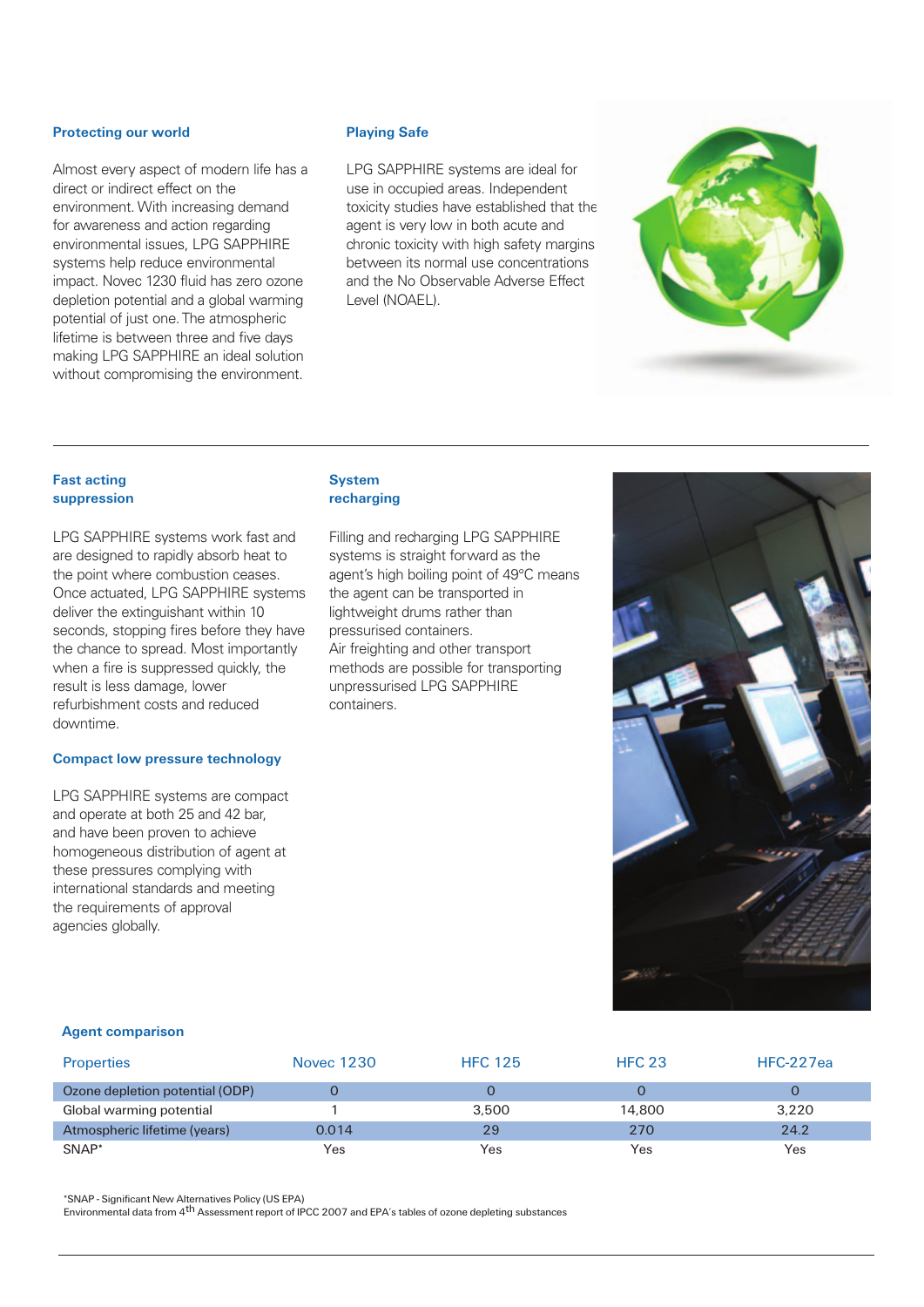### Protecting our world

Almost every aspect of modern life has a direct or indirect effect on the environment. With increasing demand for awareness and action regarding environmental issues, LPG SAPPHIRE systems help reduce environmental impact. Novec 1230 fluid has zero ozone depletion potential and a global warming potential of just one. The atmospheric lifetime is between three and five days making LPG SAPPHIRE an ideal solution without compromising the environment.

### Playing Safe

LPG SAPPHIRE systems are ideal for use in occupied areas. Independent toxicity studies have established that the agent is very low in both acute and chronic toxicity with high safety margins between its normal use concentrations and the No Observable Adverse Effect Level (NOAEL).

### Fast acting suppression

LPG SAPPHIRE systems work fast and are designed to rapidly absorb heat to the point where combustion ceases. Once actuated, LPG SAPPHIRE systems deliver the extinguishant within 10 seconds, stopping fires before they have the chance to spread. Most importantly when a fire is suppressed quickly, the result is less damage, lower refurbishment costs and reduced downtime.

### Compact low pressure technology

LPG SAPPHIRE systems are compact and operate at both 25 and 42 bar, and have been proven to achieve homogeneous distribution of agent at these pressures complying with international standards and meeting the requirements of approval agencies globally.

### System recharging

Filling and recharging LPG SAPPHIRE systems is straight forward as the agent's high boiling point of 49°C means the agent can be transported in lightweight drums rather than pressurised containers.
Air freighting and other transport methods are possible for transporting unpressurised LPG SAPPHIRE containers.

### Agent comparison

| Properties | Novec 1230 | HFC 125 | HFC 23 | HFC-227ea |
|---|---|---|---|---|
| Ozone depletion potential (ODP) | 0 | 0 | 0 | 0 |
| Global warming potential | 1 | 3,500 | 14,800 | 3,220 |
| Atmospheric lifetime (years) | 0.014 | 29 | 270 | 24.2 |
| SNAP* | Yes | Yes | Yes | Yes |

*SNAP - Significant New Alternatives Policy (US EPA)
Environmental data from 4th Assessment report of IPCC 2007 and EPA's tables of ozone depleting substances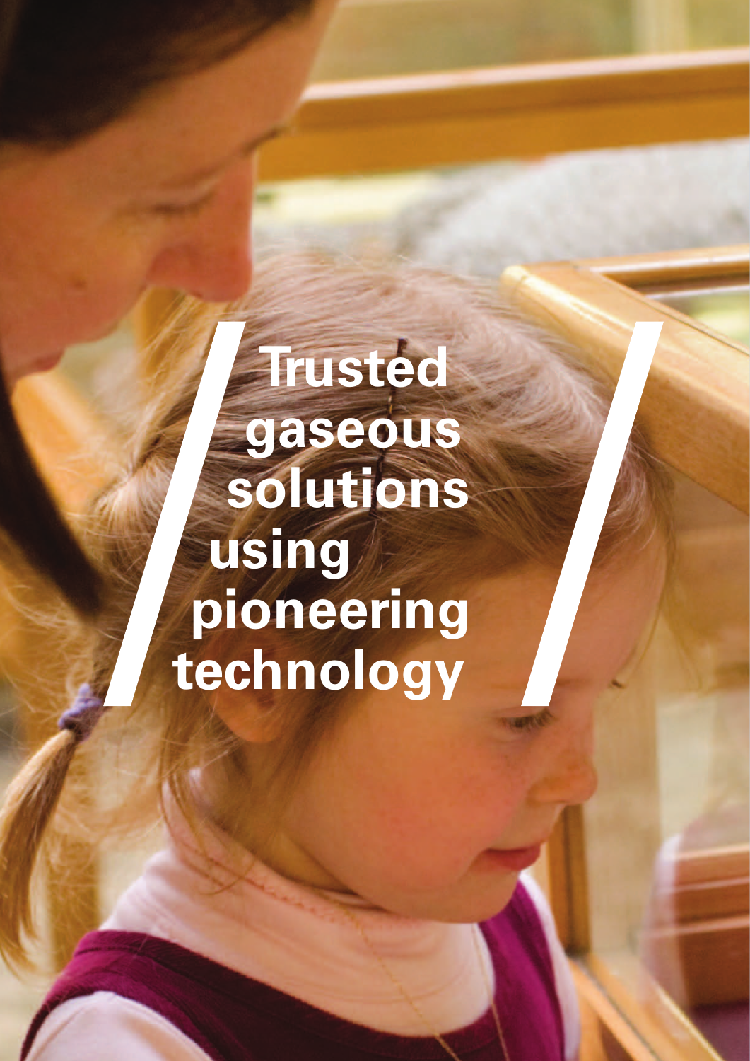# Trusted gaseous solutions using pioneering technology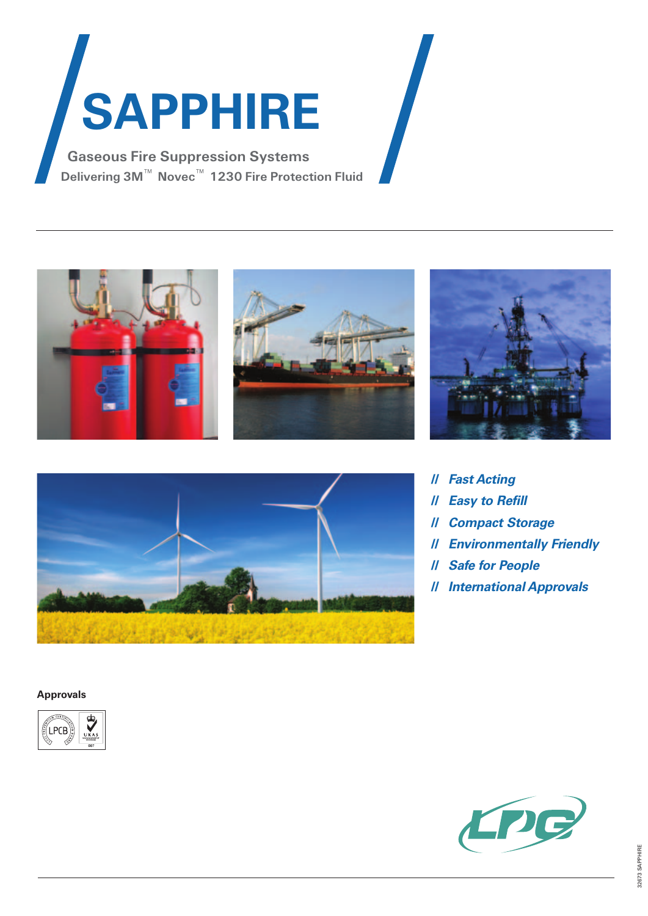# SAPPHIRE

## Gaseous Fire Suppression Systems

**Delivering 3M™ Novec™ 1230 Fire Protection Fluid**

- ***Fast Acting***
- ***Easy to Refill***
- ***Compact Storage***
- ***Environmentally Friendly***
- ***Safe for People***
- ***International Approvals***

**Approvals**

32673 SAPPHIRE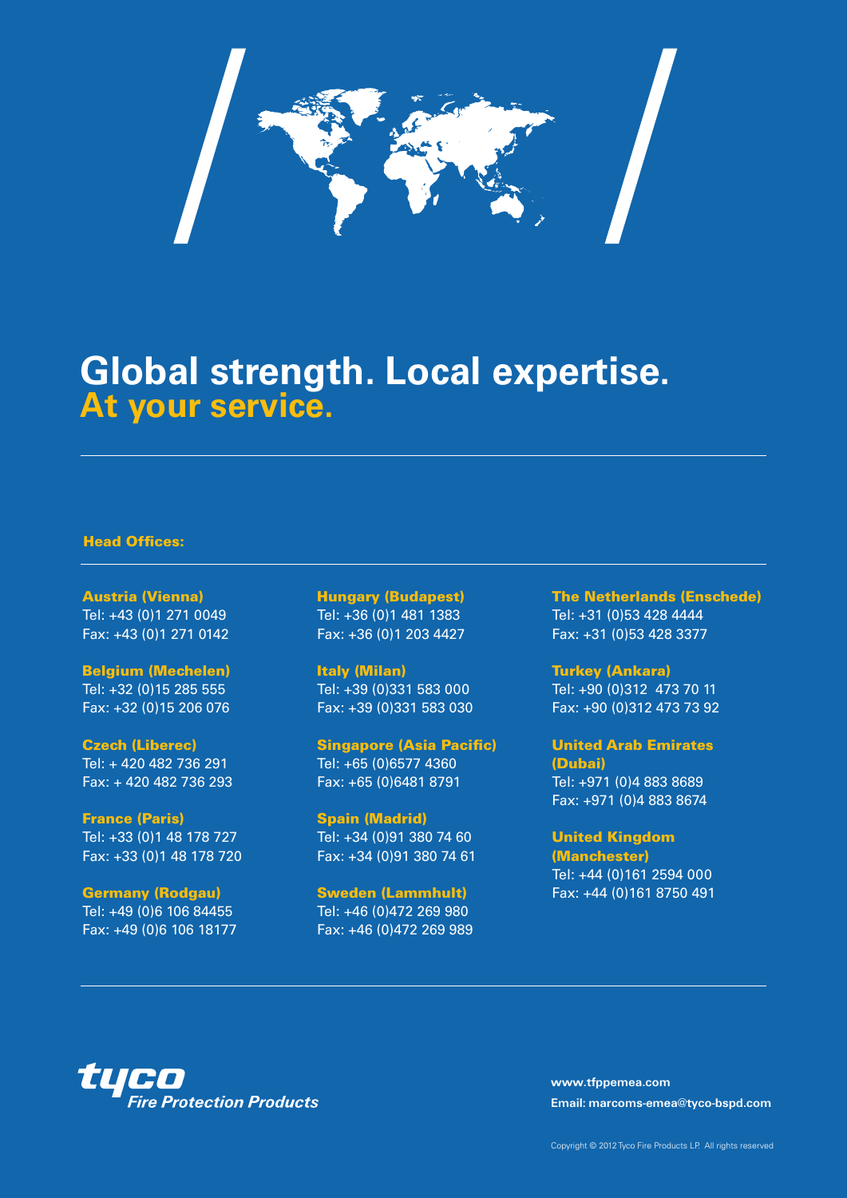# Global strength. Local expertise.
## At your service.

**Head Offices:**

**Austria (Vienna)**
Tel: +43 (0)1 271 0049
Fax: +43 (0)1 271 0142

**Belgium (Mechelen)**
Tel: +32 (0)15 285 555
Fax: +32 (0)15 206 076

**Czech (Liberec)**
Tel: + 420 482 736 291
Fax: + 420 482 736 293

**France (Paris)**
Tel: +33 (0)1 48 178 727
Fax: +33 (0)1 48 178 720

**Germany (Rodgau)**
Tel: +49 (0)6 106 84455
Fax: +49 (0)6 106 18177

**Hungary (Budapest)**
Tel: +36 (0)1 481 1383
Fax: +36 (0)1 203 4427

**Italy (Milan)**
Tel: +39 (0)331 583 000
Fax: +39 (0)331 583 030

**Singapore (Asia Pacific)**
Tel: +65 (0)6577 4360
Fax: +65 (0)6481 8791

**Spain (Madrid)**
Tel: +34 (0)91 380 74 60
Fax: +34 (0)91 380 74 61

**Sweden (Lammhult)**
Tel: +46 (0)472 269 980
Fax: +46 (0)472 269 989

**The Netherlands (Enschede)**
Tel: +31 (0)53 428 4444
Fax: +31 (0)53 428 3377

**Turkey (Ankara)**
Tel: +90 (0)312 473 70 11
Fax: +90 (0)312 473 73 92

**United Arab Emirates (Dubai)**
Tel: +971 (0)4 883 8689
Fax: +971 (0)4 883 8674

**United Kingdom (Manchester)**
Tel: +44 (0)161 2594 000
Fax: +44 (0)161 8750 491

tyco *Fire Protection Products*

**www.tfppemea.com**
**Email: marcoms-emea@tyco-bspd.com**

Copyright © 2012 Tyco Fire Products LP. All rights reserved